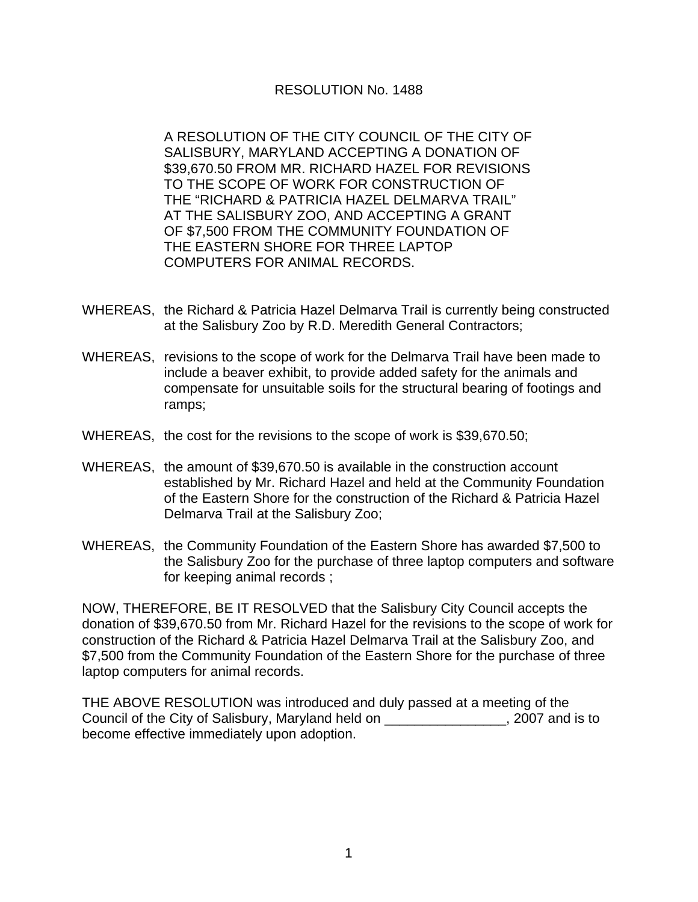# RESOLUTION No. 1488

A RESOLUTION OF THE CITY COUNCIL OF THE CITY OF SALISBURY, MARYLAND ACCEPTING A DONATION OF $39,670.50 FROM MR. RICHARD HAZEL FOR REVISIONS TO THE SCOPE OF WORK FOR CONSTRUCTION OF THE "RICHARD & PATRICIA HAZEL DELMARVA TRAIL" AT THE SALISBURY ZOO, AND ACCEPTING A GRANT OF $7,500 FROM THE COMMUNITY FOUNDATION OF THE EASTERN SHORE FOR THREE LAPTOP COMPUTERS FOR ANIMAL RECORDS.

WHEREAS, the Richard & Patricia Hazel Delmarva Trail is currently being constructed at the Salisbury Zoo by R.D. Meredith General Contractors;

WHEREAS, revisions to the scope of work for the Delmarva Trail have been made to include a beaver exhibit, to provide added safety for the animals and compensate for unsuitable soils for the structural bearing of footings and ramps;

WHEREAS, the cost for the revisions to the scope of work is $39,670.50;

WHEREAS, the amount of $39,670.50 is available in the construction account established by Mr. Richard Hazel and held at the Community Foundation of the Eastern Shore for the construction of the Richard & Patricia Hazel Delmarva Trail at the Salisbury Zoo;

WHEREAS, the Community Foundation of the Eastern Shore has awarded $7,500 to the Salisbury Zoo for the purchase of three laptop computers and software for keeping animal records ;

NOW, THEREFORE, BE IT RESOLVED that the Salisbury City Council accepts the donation of $39,670.50 from Mr. Richard Hazel for the revisions to the scope of work for construction of the Richard & Patricia Hazel Delmarva Trail at the Salisbury Zoo, and $7,500 from the Community Foundation of the Eastern Shore for the purchase of three laptop computers for animal records.

THE ABOVE RESOLUTION was introduced and duly passed at a meeting of the Council of the City of Salisbury, Maryland held on ________________, 2007 and is to become effective immediately upon adoption.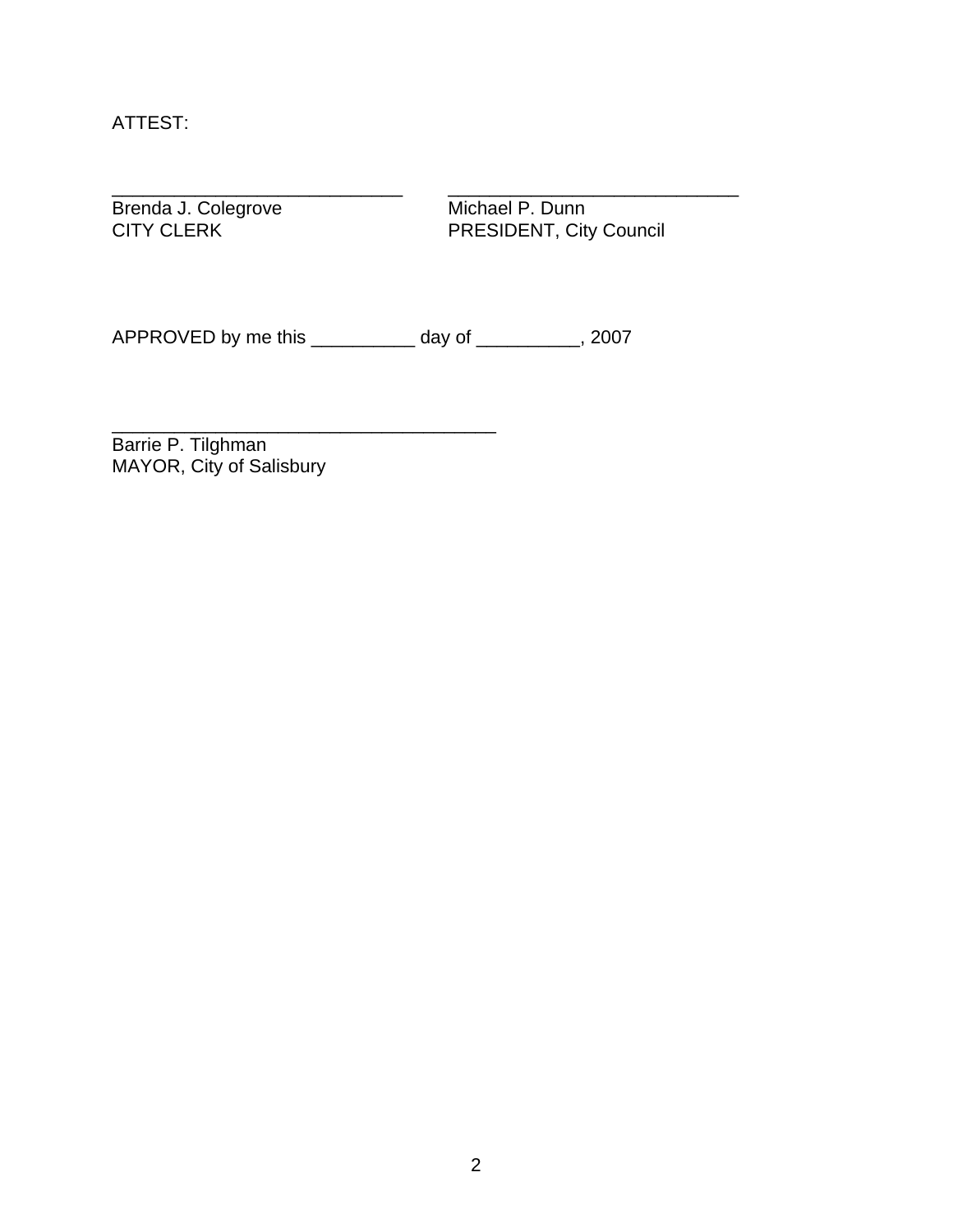ATTEST:

\_\_\_\_\_\_\_\_\_\_\_\_\_\_\_\_\_\_\_\_\_\_\_\_\_\_\_\_\_\_  
Brenda J. Colegrove  
CITY CLERK

\_\_\_\_\_\_\_\_\_\_\_\_\_\_\_\_\_\_\_\_\_\_\_\_\_\_\_\_\_\_  
Michael P. Dunn  
PRESIDENT, City Council

APPROVED by me this __________ day of __________, 2007

\_\_\_\_\_\_\_\_\_\_\_\_\_\_\_\_\_\_\_\_\_\_\_\_\_\_\_\_\_\_\_\_\_\_\_\_\_\_\_  
Barrie P. Tilghman  
MAYOR, City of Salisbury